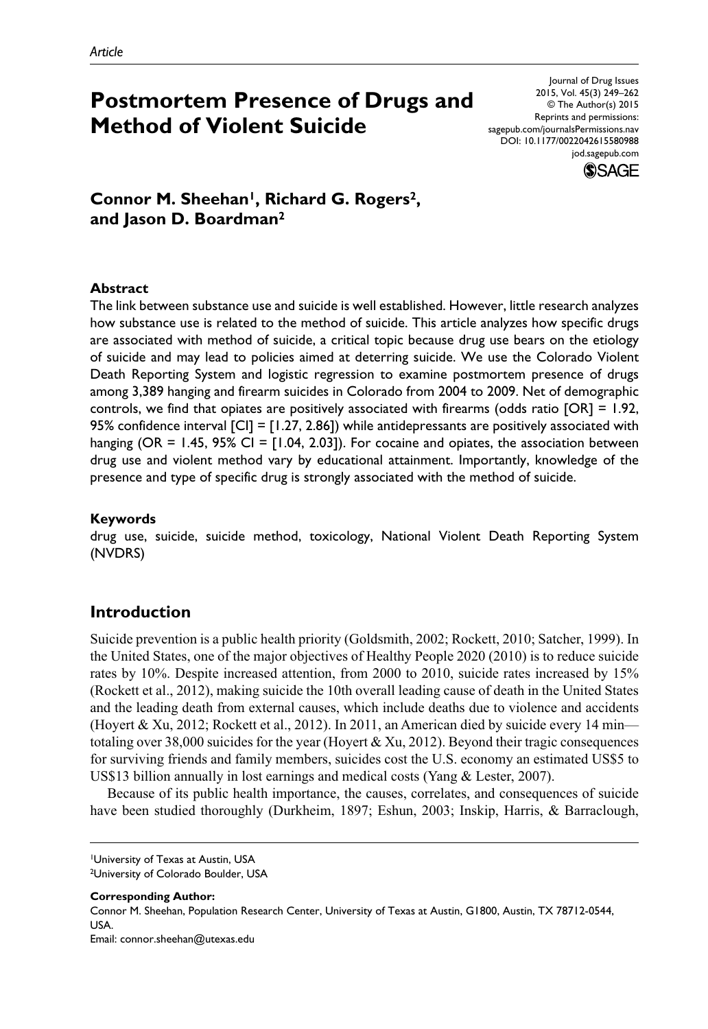*Article*

# Postmortem Presence of Drugs and Method of Violent Suicide

Journal of Drug Issues
2015, Vol. 45(3) 249–262
© The Author(s) 2015
Reprints and permissions:
sagepub.com/journalsPermissions.nav
DOI: 10.1177/0022042615580988
jod.sagepub.com

**Connor M. Sheehan[1], Richard G. Rogers[2], and Jason D. Boardman[2]**

### Abstract

The link between substance use and suicide is well established. However, little research analyzes how substance use is related to the method of suicide. This article analyzes how specific drugs are associated with method of suicide, a critical topic because drug use bears on the etiology of suicide and may lead to policies aimed at deterring suicide. We use the Colorado Violent Death Reporting System and logistic regression to examine postmortem presence of drugs among 3,389 hanging and firearm suicides in Colorado from 2004 to 2009. Net of demographic controls, we find that opiates are positively associated with firearms (odds ratio [OR] = 1.92, 95% confidence interval [CI] = [1.27, 2.86]) while antidepressants are positively associated with hanging (OR = 1.45, 95% CI = [1.04, 2.03]). For cocaine and opiates, the association between drug use and violent method vary by educational attainment. Importantly, knowledge of the presence and type of specific drug is strongly associated with the method of suicide.

### Keywords

drug use, suicide, suicide method, toxicology, National Violent Death Reporting System (NVDRS)

## Introduction

Suicide prevention is a public health priority (Goldsmith, 2002; Rockett, 2010; Satcher, 1999). In the United States, one of the major objectives of Healthy People 2020 (2010) is to reduce suicide rates by 10%. Despite increased attention, from 2000 to 2010, suicide rates increased by 15% (Rockett et al., 2012), making suicide the 10th overall leading cause of death in the United States and the leading death from external causes, which include deaths due to violence and accidents (Hoyert & Xu, 2012; Rockett et al., 2012). In 2011, an American died by suicide every 14 min—totaling over 38,000 suicides for the year (Hoyert & Xu, 2012). Beyond their tragic consequences for surviving friends and family members, suicides cost the U.S. economy an estimated US$5 to US$13 billion annually in lost earnings and medical costs (Yang & Lester, 2007).

Because of its public health importance, the causes, correlates, and consequences of suicide have been studied thoroughly (Durkheim, 1897; Eshun, 2003; Inskip, Harris, & Barraclough,

[1]University of Texas at Austin, USA
[2]University of Colorado Boulder, USA

**Corresponding Author:**
Connor M. Sheehan, Population Research Center, University of Texas at Austin, G1800, Austin, TX 78712-0544, USA.
Email: connor.sheehan@utexas.edu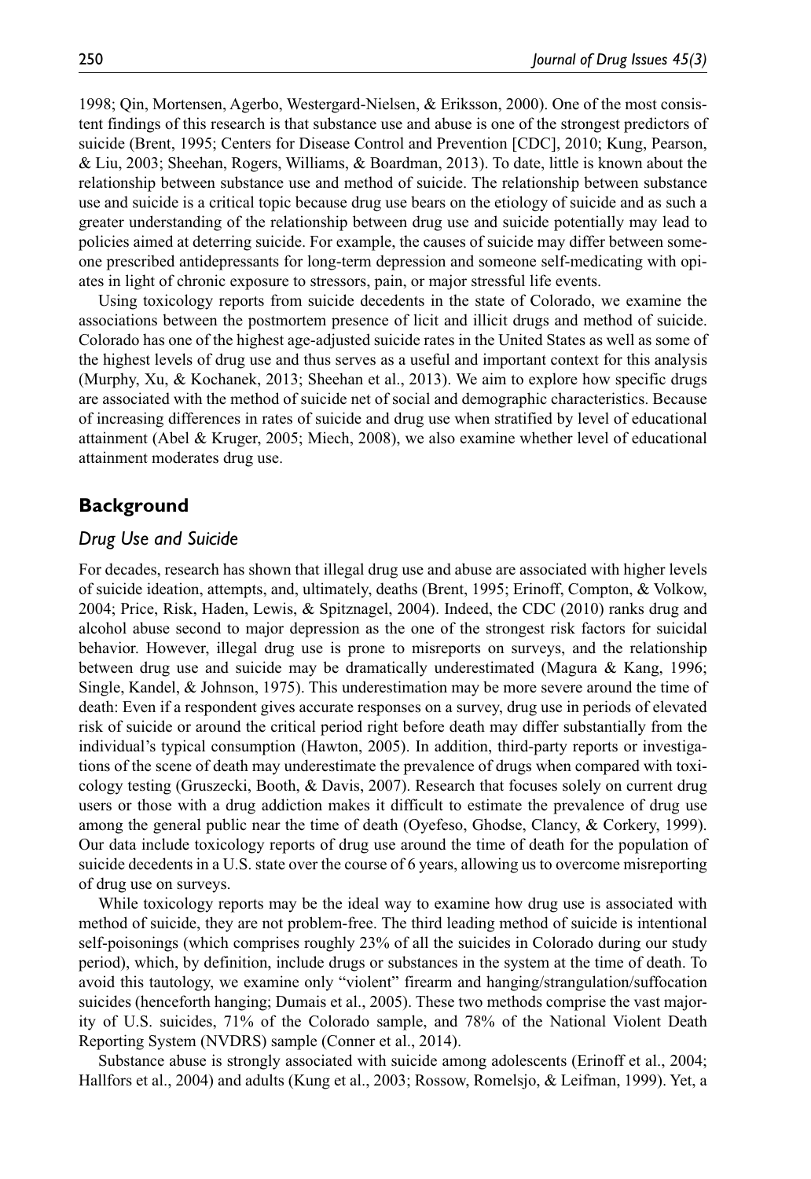1998; Qin, Mortensen, Agerbo, Westergard-Nielsen, & Eriksson, 2000). One of the most consistent findings of this research is that substance use and abuse is one of the strongest predictors of suicide (Brent, 1995; Centers for Disease Control and Prevention [CDC], 2010; Kung, Pearson, & Liu, 2003; Sheehan, Rogers, Williams, & Boardman, 2013). To date, little is known about the relationship between substance use and method of suicide. The relationship between substance use and suicide is a critical topic because drug use bears on the etiology of suicide and as such a greater understanding of the relationship between drug use and suicide potentially may lead to policies aimed at deterring suicide. For example, the causes of suicide may differ between someone prescribed antidepressants for long-term depression and someone self-medicating with opiates in light of chronic exposure to stressors, pain, or major stressful life events.

Using toxicology reports from suicide decedents in the state of Colorado, we examine the associations between the postmortem presence of licit and illicit drugs and method of suicide. Colorado has one of the highest age-adjusted suicide rates in the United States as well as some of the highest levels of drug use and thus serves as a useful and important context for this analysis (Murphy, Xu, & Kochanek, 2013; Sheehan et al., 2013). We aim to explore how specific drugs are associated with the method of suicide net of social and demographic characteristics. Because of increasing differences in rates of suicide and drug use when stratified by level of educational attainment (Abel & Kruger, 2005; Miech, 2008), we also examine whether level of educational attainment moderates drug use.

## Background

### *Drug Use and Suicide*

For decades, research has shown that illegal drug use and abuse are associated with higher levels of suicide ideation, attempts, and, ultimately, deaths (Brent, 1995; Erinoff, Compton, & Volkow, 2004; Price, Risk, Haden, Lewis, & Spitznagel, 2004). Indeed, the CDC (2010) ranks drug and alcohol abuse second to major depression as the one of the strongest risk factors for suicidal behavior. However, illegal drug use is prone to misreports on surveys, and the relationship between drug use and suicide may be dramatically underestimated (Magura & Kang, 1996; Single, Kandel, & Johnson, 1975). This underestimation may be more severe around the time of death: Even if a respondent gives accurate responses on a survey, drug use in periods of elevated risk of suicide or around the critical period right before death may differ substantially from the individual's typical consumption (Hawton, 2005). In addition, third-party reports or investigations of the scene of death may underestimate the prevalence of drugs when compared with toxicology testing (Gruszecki, Booth, & Davis, 2007). Research that focuses solely on current drug users or those with a drug addiction makes it difficult to estimate the prevalence of drug use among the general public near the time of death (Oyefeso, Ghodse, Clancy, & Corkery, 1999). Our data include toxicology reports of drug use around the time of death for the population of suicide decedents in a U.S. state over the course of 6 years, allowing us to overcome misreporting of drug use on surveys.

While toxicology reports may be the ideal way to examine how drug use is associated with method of suicide, they are not problem-free. The third leading method of suicide is intentional self-poisonings (which comprises roughly 23% of all the suicides in Colorado during our study period), which, by definition, include drugs or substances in the system at the time of death. To avoid this tautology, we examine only "violent" firearm and hanging/strangulation/suffocation suicides (henceforth hanging; Dumais et al., 2005). These two methods comprise the vast majority of U.S. suicides, 71% of the Colorado sample, and 78% of the National Violent Death Reporting System (NVDRS) sample (Conner et al., 2014).

Substance abuse is strongly associated with suicide among adolescents (Erinoff et al., 2004; Hallfors et al., 2004) and adults (Kung et al., 2003; Rossow, Romelsjo, & Leifman, 1999). Yet, a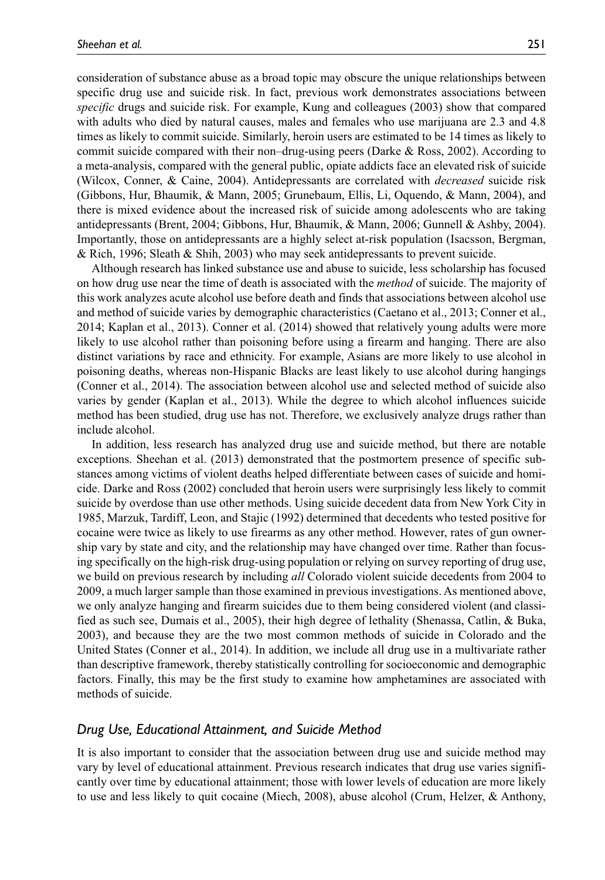consideration of substance abuse as a broad topic may obscure the unique relationships between specific drug use and suicide risk. In fact, previous work demonstrates associations between *specific* drugs and suicide risk. For example, Kung and colleagues (2003) show that compared with adults who died by natural causes, males and females who use marijuana are 2.3 and 4.8 times as likely to commit suicide. Similarly, heroin users are estimated to be 14 times as likely to commit suicide compared with their non–drug-using peers (Darke & Ross, 2002). According to a meta-analysis, compared with the general public, opiate addicts face an elevated risk of suicide (Wilcox, Conner, & Caine, 2004). Antidepressants are correlated with *decreased* suicide risk (Gibbons, Hur, Bhaumik, & Mann, 2005; Grunebaum, Ellis, Li, Oquendo, & Mann, 2004), and there is mixed evidence about the increased risk of suicide among adolescents who are taking antidepressants (Brent, 2004; Gibbons, Hur, Bhaumik, & Mann, 2006; Gunnell & Ashby, 2004). Importantly, those on antidepressants are a highly select at-risk population (Isacsson, Bergman, & Rich, 1996; Sleath & Shih, 2003) who may seek antidepressants to prevent suicide.

Although research has linked substance use and abuse to suicide, less scholarship has focused on how drug use near the time of death is associated with the *method* of suicide. The majority of this work analyzes acute alcohol use before death and finds that associations between alcohol use and method of suicide varies by demographic characteristics (Caetano et al., 2013; Conner et al., 2014; Kaplan et al., 2013). Conner et al. (2014) showed that relatively young adults were more likely to use alcohol rather than poisoning before using a firearm and hanging. There are also distinct variations by race and ethnicity. For example, Asians are more likely to use alcohol in poisoning deaths, whereas non-Hispanic Blacks are least likely to use alcohol during hangings (Conner et al., 2014). The association between alcohol use and selected method of suicide also varies by gender (Kaplan et al., 2013). While the degree to which alcohol influences suicide method has been studied, drug use has not. Therefore, we exclusively analyze drugs rather than include alcohol.

In addition, less research has analyzed drug use and suicide method, but there are notable exceptions. Sheehan et al. (2013) demonstrated that the postmortem presence of specific substances among victims of violent deaths helped differentiate between cases of suicide and homicide. Darke and Ross (2002) concluded that heroin users were surprisingly less likely to commit suicide by overdose than use other methods. Using suicide decedent data from New York City in 1985, Marzuk, Tardiff, Leon, and Stajic (1992) determined that decedents who tested positive for cocaine were twice as likely to use firearms as any other method. However, rates of gun ownership vary by state and city, and the relationship may have changed over time. Rather than focusing specifically on the high-risk drug-using population or relying on survey reporting of drug use, we build on previous research by including *all* Colorado violent suicide decedents from 2004 to 2009, a much larger sample than those examined in previous investigations. As mentioned above, we only analyze hanging and firearm suicides due to them being considered violent (and classified as such see, Dumais et al., 2005), their high degree of lethality (Shenassa, Catlin, & Buka, 2003), and because they are the two most common methods of suicide in Colorado and the United States (Conner et al., 2014). In addition, we include all drug use in a multivariate rather than descriptive framework, thereby statistically controlling for socioeconomic and demographic factors. Finally, this may be the first study to examine how amphetamines are associated with methods of suicide.

### *Drug Use, Educational Attainment, and Suicide Method*

It is also important to consider that the association between drug use and suicide method may vary by level of educational attainment. Previous research indicates that drug use varies significantly over time by educational attainment; those with lower levels of education are more likely to use and less likely to quit cocaine (Miech, 2008), abuse alcohol (Crum, Helzer, & Anthony,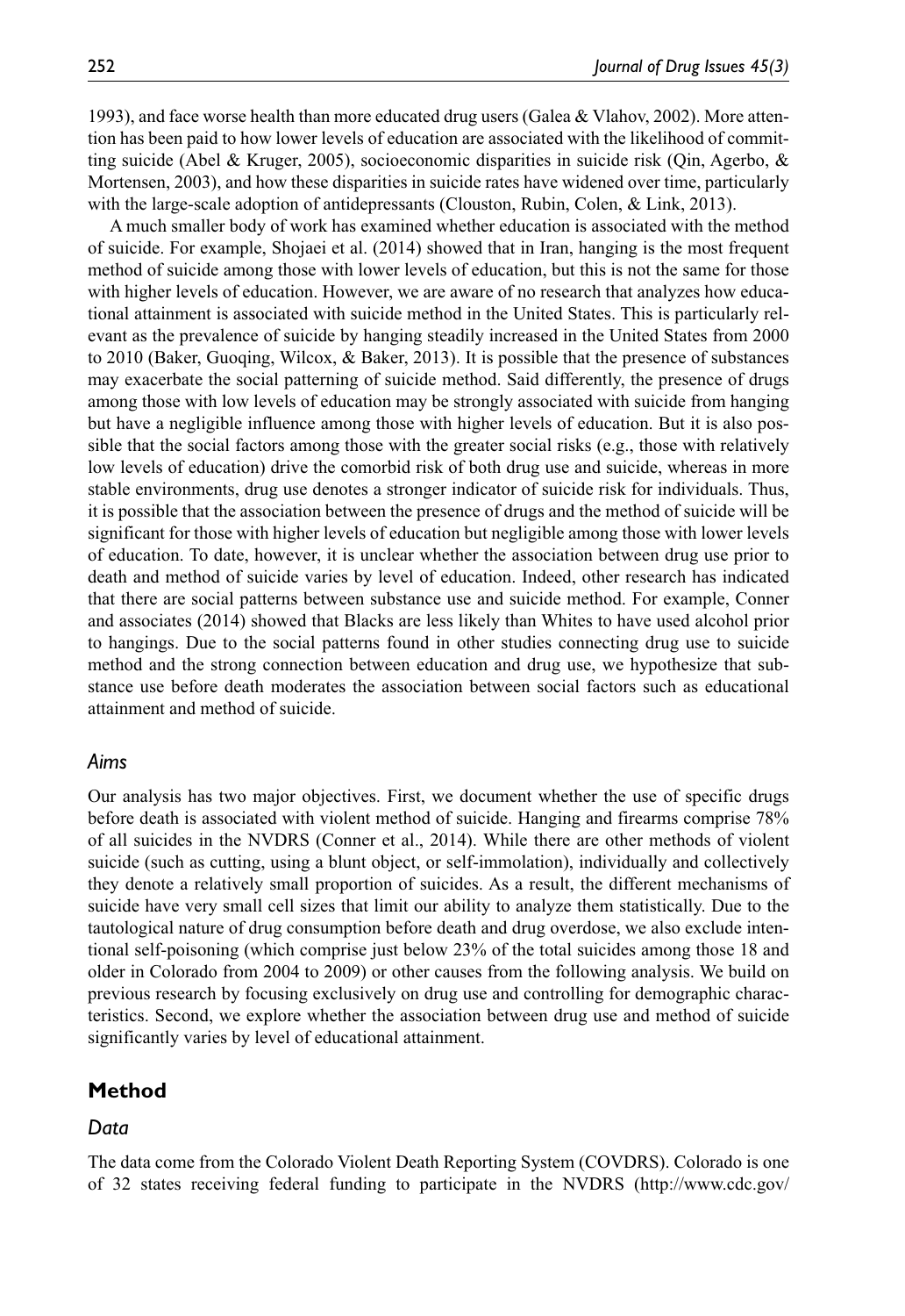1993), and face worse health than more educated drug users (Galea & Vlahov, 2002). More attention has been paid to how lower levels of education are associated with the likelihood of committing suicide (Abel & Kruger, 2005), socioeconomic disparities in suicide risk (Qin, Agerbo, & Mortensen, 2003), and how these disparities in suicide rates have widened over time, particularly with the large-scale adoption of antidepressants (Clouston, Rubin, Colen, & Link, 2013).

A much smaller body of work has examined whether education is associated with the method of suicide. For example, Shojaei et al. (2014) showed that in Iran, hanging is the most frequent method of suicide among those with lower levels of education, but this is not the same for those with higher levels of education. However, we are aware of no research that analyzes how educational attainment is associated with suicide method in the United States. This is particularly relevant as the prevalence of suicide by hanging steadily increased in the United States from 2000 to 2010 (Baker, Guoqing, Wilcox, & Baker, 2013). It is possible that the presence of substances may exacerbate the social patterning of suicide method. Said differently, the presence of drugs among those with low levels of education may be strongly associated with suicide from hanging but have a negligible influence among those with higher levels of education. But it is also possible that the social factors among those with the greater social risks (e.g., those with relatively low levels of education) drive the comorbid risk of both drug use and suicide, whereas in more stable environments, drug use denotes a stronger indicator of suicide risk for individuals. Thus, it is possible that the association between the presence of drugs and the method of suicide will be significant for those with higher levels of education but negligible among those with lower levels of education. To date, however, it is unclear whether the association between drug use prior to death and method of suicide varies by level of education. Indeed, other research has indicated that there are social patterns between substance use and suicide method. For example, Conner and associates (2014) showed that Blacks are less likely than Whites to have used alcohol prior to hangings. Due to the social patterns found in other studies connecting drug use to suicide method and the strong connection between education and drug use, we hypothesize that substance use before death moderates the association between social factors such as educational attainment and method of suicide.

### *Aims*

Our analysis has two major objectives. First, we document whether the use of specific drugs before death is associated with violent method of suicide. Hanging and firearms comprise 78% of all suicides in the NVDRS (Conner et al., 2014). While there are other methods of violent suicide (such as cutting, using a blunt object, or self-immolation), individually and collectively they denote a relatively small proportion of suicides. As a result, the different mechanisms of suicide have very small cell sizes that limit our ability to analyze them statistically. Due to the tautological nature of drug consumption before death and drug overdose, we also exclude intentional self-poisoning (which comprise just below 23% of the total suicides among those 18 and older in Colorado from 2004 to 2009) or other causes from the following analysis. We build on previous research by focusing exclusively on drug use and controlling for demographic characteristics. Second, we explore whether the association between drug use and method of suicide significantly varies by level of educational attainment.

## Method

### *Data*

The data come from the Colorado Violent Death Reporting System (COVDRS). Colorado is one of 32 states receiving federal funding to participate in the NVDRS (http://www.cdc.gov/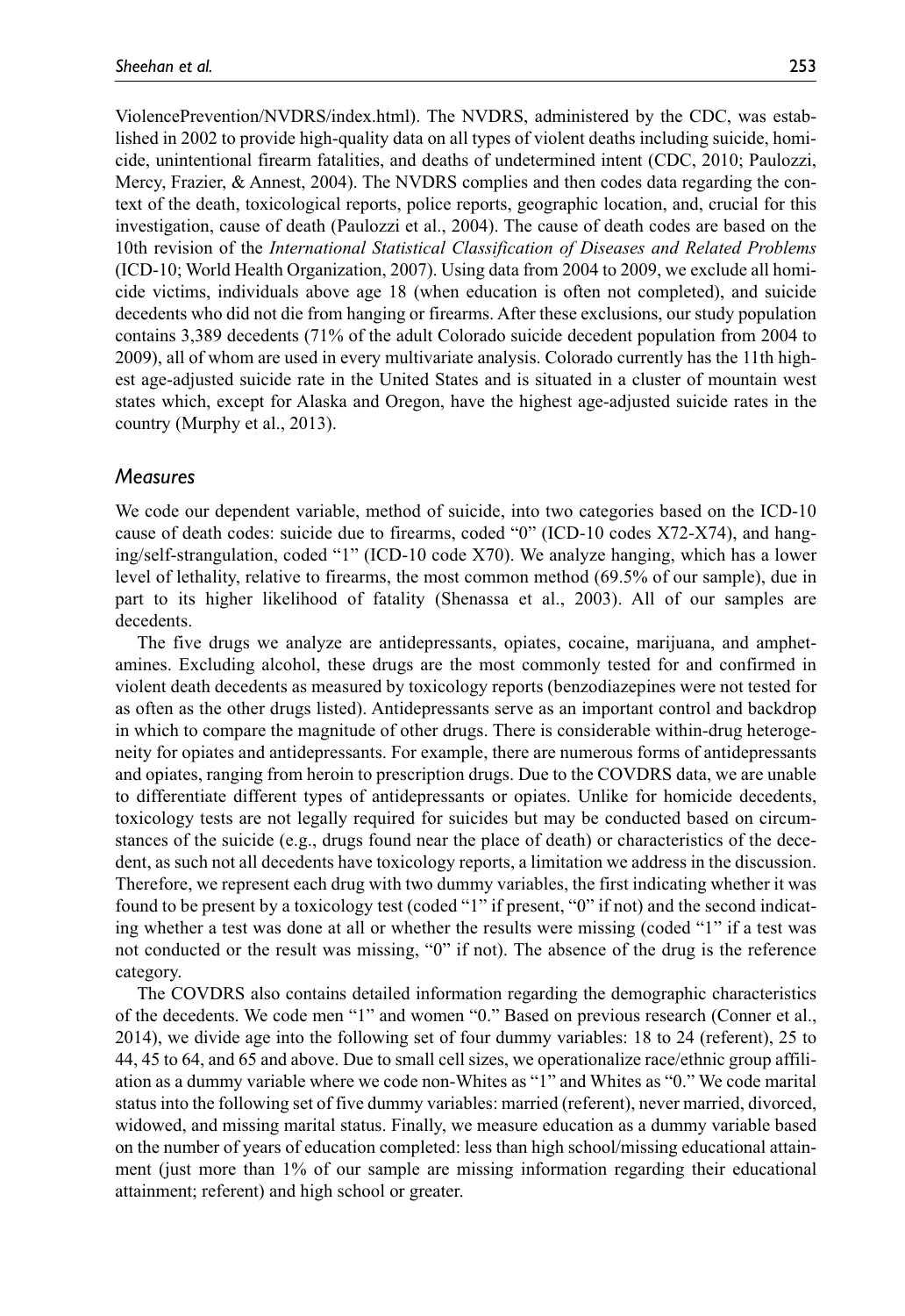ViolencePrevention/NVDRS/index.html). The NVDRS, administered by the CDC, was established in 2002 to provide high-quality data on all types of violent deaths including suicide, homicide, unintentional firearm fatalities, and deaths of undetermined intent (CDC, 2010; Paulozzi, Mercy, Frazier, & Annest, 2004). The NVDRS complies and then codes data regarding the context of the death, toxicological reports, police reports, geographic location, and, crucial for this investigation, cause of death (Paulozzi et al., 2004). The cause of death codes are based on the 10th revision of the *International Statistical Classification of Diseases and Related Problems* (ICD-10; World Health Organization, 2007). Using data from 2004 to 2009, we exclude all homicide victims, individuals above age 18 (when education is often not completed), and suicide decedents who did not die from hanging or firearms. After these exclusions, our study population contains 3,389 decedents (71% of the adult Colorado suicide decedent population from 2004 to 2009), all of whom are used in every multivariate analysis. Colorado currently has the 11th highest age-adjusted suicide rate in the United States and is situated in a cluster of mountain west states which, except for Alaska and Oregon, have the highest age-adjusted suicide rates in the country (Murphy et al., 2013).

## *Measures*

We code our dependent variable, method of suicide, into two categories based on the ICD-10 cause of death codes: suicide due to firearms, coded "0" (ICD-10 codes X72-X74), and hanging/self-strangulation, coded "1" (ICD-10 code X70). We analyze hanging, which has a lower level of lethality, relative to firearms, the most common method (69.5% of our sample), due in part to its higher likelihood of fatality (Shenassa et al., 2003). All of our samples are decedents.

The five drugs we analyze are antidepressants, opiates, cocaine, marijuana, and amphetamines. Excluding alcohol, these drugs are the most commonly tested for and confirmed in violent death decedents as measured by toxicology reports (benzodiazepines were not tested for as often as the other drugs listed). Antidepressants serve as an important control and backdrop in which to compare the magnitude of other drugs. There is considerable within-drug heterogeneity for opiates and antidepressants. For example, there are numerous forms of antidepressants and opiates, ranging from heroin to prescription drugs. Due to the COVDRS data, we are unable to differentiate different types of antidepressants or opiates. Unlike for homicide decedents, toxicology tests are not legally required for suicides but may be conducted based on circumstances of the suicide (e.g., drugs found near the place of death) or characteristics of the decedent, as such not all decedents have toxicology reports, a limitation we address in the discussion. Therefore, we represent each drug with two dummy variables, the first indicating whether it was found to be present by a toxicology test (coded "1" if present, "0" if not) and the second indicating whether a test was done at all or whether the results were missing (coded "1" if a test was not conducted or the result was missing, "0" if not). The absence of the drug is the reference category.

The COVDRS also contains detailed information regarding the demographic characteristics of the decedents. We code men "1" and women "0." Based on previous research (Conner et al., 2014), we divide age into the following set of four dummy variables: 18 to 24 (referent), 25 to 44, 45 to 64, and 65 and above. Due to small cell sizes, we operationalize race/ethnic group affiliation as a dummy variable where we code non-Whites as "1" and Whites as "0." We code marital status into the following set of five dummy variables: married (referent), never married, divorced, widowed, and missing marital status. Finally, we measure education as a dummy variable based on the number of years of education completed: less than high school/missing educational attainment (just more than 1% of our sample are missing information regarding their educational attainment; referent) and high school or greater.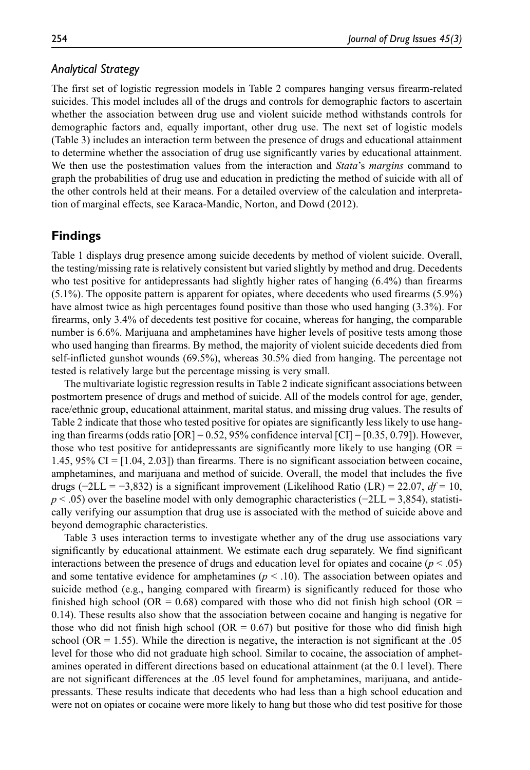### *Analytical Strategy*

The first set of logistic regression models in Table 2 compares hanging versus firearm-related suicides. This model includes all of the drugs and controls for demographic factors to ascertain whether the association between drug use and violent suicide method withstands controls for demographic factors and, equally important, other drug use. The next set of logistic models (Table 3) includes an interaction term between the presence of drugs and educational attainment to determine whether the association of drug use significantly varies by educational attainment. We then use the postestimation values from the interaction and *Stata*'s *margins* command to graph the probabilities of drug use and education in predicting the method of suicide with all of the other controls held at their means. For a detailed overview of the calculation and interpretation of marginal effects, see Karaca-Mandic, Norton, and Dowd (2012).

## Findings

Table 1 displays drug presence among suicide decedents by method of violent suicide. Overall, the testing/missing rate is relatively consistent but varied slightly by method and drug. Decedents who test positive for antidepressants had slightly higher rates of hanging (6.4%) than firearms (5.1%). The opposite pattern is apparent for opiates, where decedents who used firearms (5.9%) have almost twice as high percentages found positive than those who used hanging (3.3%). For firearms, only 3.4% of decedents test positive for cocaine, whereas for hanging, the comparable number is 6.6%. Marijuana and amphetamines have higher levels of positive tests among those who used hanging than firearms. By method, the majority of violent suicide decedents died from self-inflicted gunshot wounds (69.5%), whereas 30.5% died from hanging. The percentage not tested is relatively large but the percentage missing is very small.

The multivariate logistic regression results in Table 2 indicate significant associations between postmortem presence of drugs and method of suicide. All of the models control for age, gender, race/ethnic group, educational attainment, marital status, and missing drug values. The results of Table 2 indicate that those who tested positive for opiates are significantly less likely to use hanging than firearms (odds ratio [OR] = 0.52, 95% confidence interval [CI] = [0.35, 0.79]). However, those who test positive for antidepressants are significantly more likely to use hanging (OR = 1.45, 95% CI = [1.04, 2.03]) than firearms. There is no significant association between cocaine, amphetamines, and marijuana and method of suicide. Overall, the model that includes the five drugs (−2LL = −3,832) is a significant improvement (Likelihood Ratio (LR) = 22.07, $df = 10$, $p < .05$) over the baseline model with only demographic characteristics (−2LL = 3,854), statistically verifying our assumption that drug use is associated with the method of suicide above and beyond demographic characteristics.

Table 3 uses interaction terms to investigate whether any of the drug use associations vary significantly by educational attainment. We estimate each drug separately. We find significant interactions between the presence of drugs and education level for opiates and cocaine ($p < .05$) and some tentative evidence for amphetamines ($p < .10$). The association between opiates and suicide method (e.g., hanging compared with firearm) is significantly reduced for those who finished high school (OR = 0.68) compared with those who did not finish high school (OR = 0.14). These results also show that the association between cocaine and hanging is negative for those who did not finish high school (OR = 0.67) but positive for those who did finish high school (OR = 1.55). While the direction is negative, the interaction is not significant at the .05 level for those who did not graduate high school. Similar to cocaine, the association of amphetamines operated in different directions based on educational attainment (at the 0.1 level). There are not significant differences at the .05 level found for amphetamines, marijuana, and antidepressants. These results indicate that decedents who had less than a high school education and were not on opiates or cocaine were more likely to hang but those who did test positive for those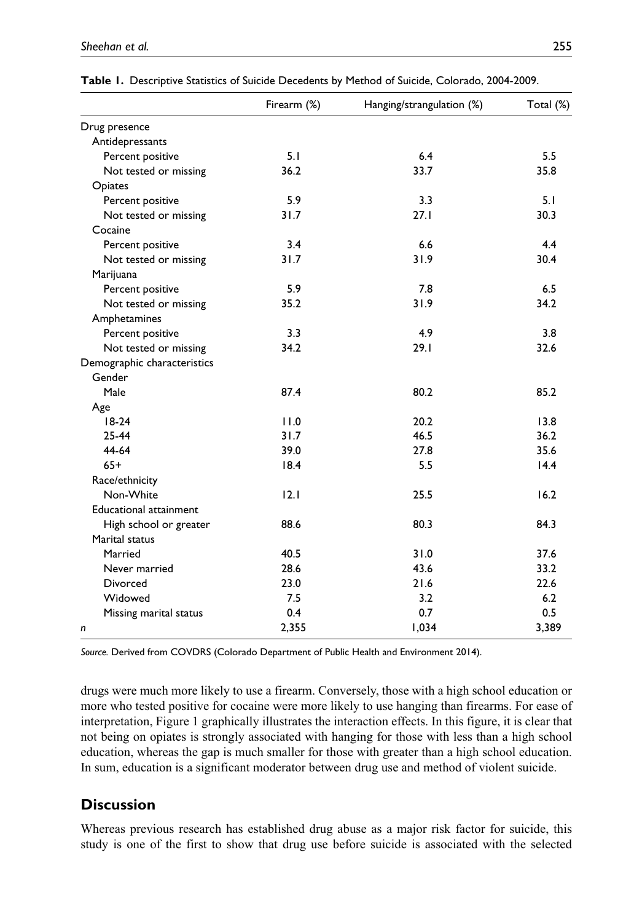**Table 1.** Descriptive Statistics of Suicide Decedents by Method of Suicide, Colorado, 2004-2009.

| | Firearm (%) | Hanging/strangulation (%) | Total (%) |
|---|---|---|---|
| Drug presence | | | |
| Antidepressants | | | |
| Percent positive | 5.1 | 6.4 | 5.5 |
| Not tested or missing | 36.2 | 33.7 | 35.8 |
| Opiates | | | |
| Percent positive | 5.9 | 3.3 | 5.1 |
| Not tested or missing | 31.7 | 27.1 | 30.3 |
| Cocaine | | | |
| Percent positive | 3.4 | 6.6 | 4.4 |
| Not tested or missing | 31.7 | 31.9 | 30.4 |
| Marijuana | | | |
| Percent positive | 5.9 | 7.8 | 6.5 |
| Not tested or missing | 35.2 | 31.9 | 34.2 |
| Amphetamines | | | |
| Percent positive | 3.3 | 4.9 | 3.8 |
| Not tested or missing | 34.2 | 29.1 | 32.6 |
| Demographic characteristics | | | |
| Gender | | | |
| Male | 87.4 | 80.2 | 85.2 |
| Age | | | |
| 18-24 | 11.0 | 20.2 | 13.8 |
| 25-44 | 31.7 | 46.5 | 36.2 |
| 44-64 | 39.0 | 27.8 | 35.6 |
| 65+ | 18.4 | 5.5 | 14.4 |
| Race/ethnicity | | | |
| Non-White | 12.1 | 25.5 | 16.2 |
| Educational attainment | | | |
| High school or greater | 88.6 | 80.3 | 84.3 |
| Marital status | | | |
| Married | 40.5 | 31.0 | 37.6 |
| Never married | 28.6 | 43.6 | 33.2 |
| Divorced | 23.0 | 21.6 | 22.6 |
| Widowed | 7.5 | 3.2 | 6.2 |
| Missing marital status | 0.4 | 0.7 | 0.5 |
| *n* | 2,355 | 1,034 | 3,389 |

*Source.* Derived from COVDRS (Colorado Department of Public Health and Environment 2014).

drugs were much more likely to use a firearm. Conversely, those with a high school education or more who tested positive for cocaine were more likely to use hanging than firearms. For ease of interpretation, Figure 1 graphically illustrates the interaction effects. In this figure, it is clear that not being on opiates is strongly associated with hanging for those with less than a high school education, whereas the gap is much smaller for those with greater than a high school education. In sum, education is a significant moderator between drug use and method of violent suicide.

## Discussion

Whereas previous research has established drug abuse as a major risk factor for suicide, this study is one of the first to show that drug use before suicide is associated with the selected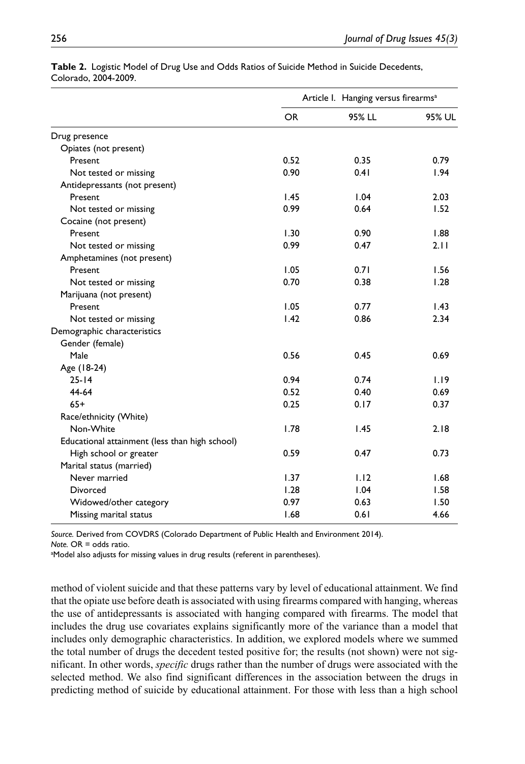**Table 2.** Logistic Model of Drug Use and Odds Ratios of Suicide Method in Suicide Decedents, Colorado, 2004-2009.

| | Article I. Hanging versus firearms[a] | | |
|---|---|---|---|
| | OR | 95% LL | 95% UL |
| Drug presence | | | |
| Opiates (not present) | | | |
| Present | 0.52 | 0.35 | 0.79 |
| Not tested or missing | 0.90 | 0.41 | 1.94 |
| Antidepressants (not present) | | | |
| Present | 1.45 | 1.04 | 2.03 |
| Not tested or missing | 0.99 | 0.64 | 1.52 |
| Cocaine (not present) | | | |
| Present | 1.30 | 0.90 | 1.88 |
| Not tested or missing | 0.99 | 0.47 | 2.11 |
| Amphetamines (not present) | | | |
| Present | 1.05 | 0.71 | 1.56 |
| Not tested or missing | 0.70 | 0.38 | 1.28 |
| Marijuana (not present) | | | |
| Present | 1.05 | 0.77 | 1.43 |
| Not tested or missing | 1.42 | 0.86 | 2.34 |
| Demographic characteristics | | | |
| Gender (female) | | | |
| Male | 0.56 | 0.45 | 0.69 |
| Age (18-24) | | | |
| 25-14 | 0.94 | 0.74 | 1.19 |
| 44-64 | 0.52 | 0.40 | 0.69 |
| 65+ | 0.25 | 0.17 | 0.37 |
| Race/ethnicity (White) | | | |
| Non-White | 1.78 | 1.45 | 2.18 |
| Educational attainment (less than high school) | | | |
| High school or greater | 0.59 | 0.47 | 0.73 |
| Marital status (married) | | | |
| Never married | 1.37 | 1.12 | 1.68 |
| Divorced | 1.28 | 1.04 | 1.58 |
| Widowed/other category | 0.97 | 0.63 | 1.50 |
| Missing marital status | 1.68 | 0.61 | 4.66 |

*Source.* Derived from COVDRS (Colorado Department of Public Health and Environment 2014).
*Note.* OR = odds ratio.
[a]Model also adjusts for missing values in drug results (referent in parentheses).

method of violent suicide and that these patterns vary by level of educational attainment. We find that the opiate use before death is associated with using firearms compared with hanging, whereas the use of antidepressants is associated with hanging compared with firearms. The model that includes the drug use covariates explains significantly more of the variance than a model that includes only demographic characteristics. In addition, we explored models where we summed the total number of drugs the decedent tested positive for; the results (not shown) were not significant. In other words, *specific* drugs rather than the number of drugs were associated with the selected method. We also find significant differences in the association between the drugs in predicting method of suicide by educational attainment. For those with less than a high school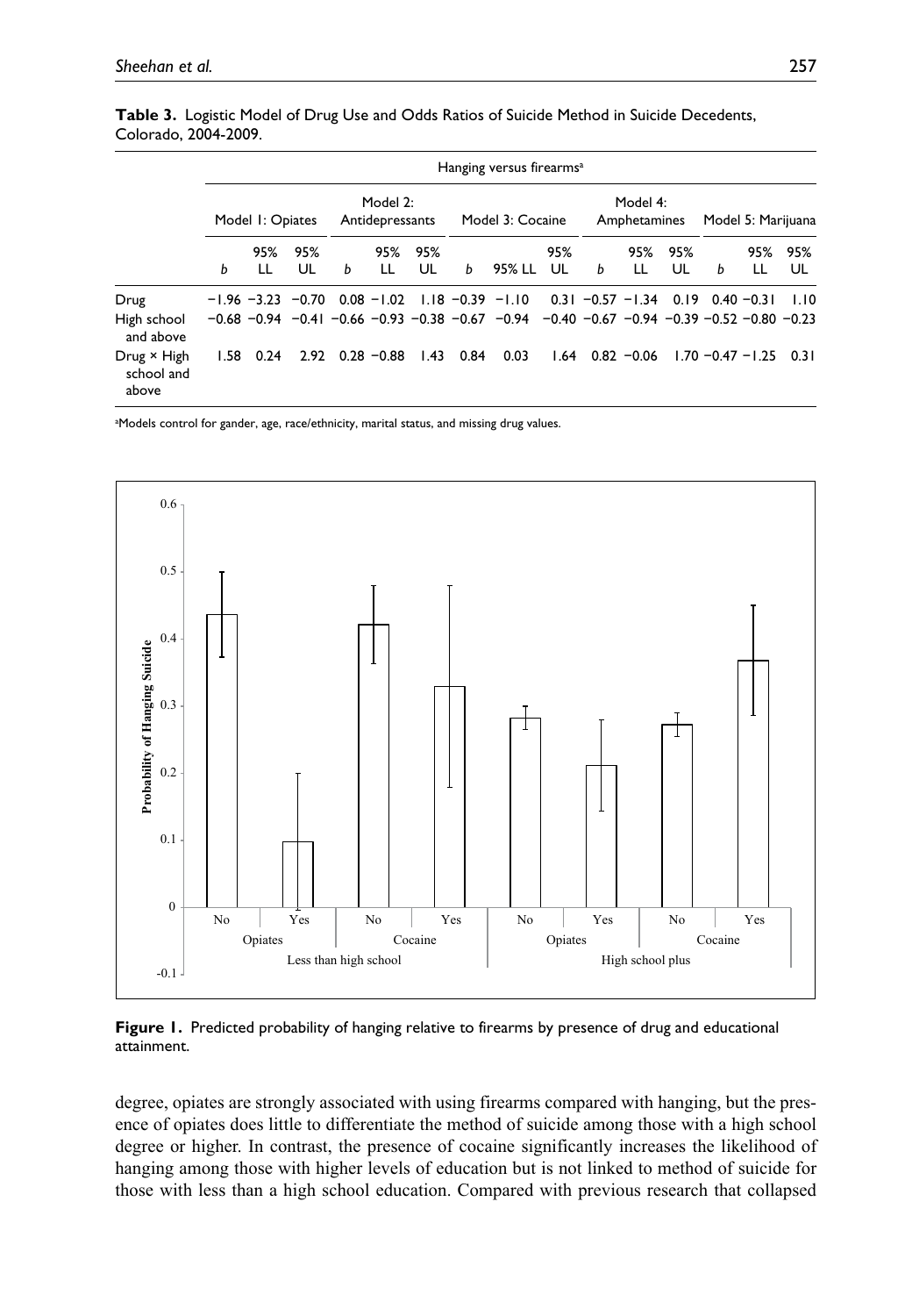**Table 3.** Logistic Model of Drug Use and Odds Ratios of Suicide Method in Suicide Decedents, Colorado, 2004-2009.

| | Hanging versus firearms[a] | | | | | | | | | | | | | | |
|---|---|---|---|---|---|---|---|---|---|---|---|---|---|---|---|
| | Model 1: Opiates | | | Model 2: Antidepressants | | | Model 3: Cocaine | | | Model 4: Amphetamines | | | Model 5: Marijuana | | |
| | *b* | 95% LL | 95% UL | *b* | 95% LL | 95% UL | *b* | 95% LL | 95% UL | *b* | 95% LL | 95% UL | *b* | 95% LL | 95% UL |
| Drug | −1.96 | −3.23 | −0.70 | 0.08 | −1.02 | 1.18 | −0.39 | −1.10 | 0.31 | −0.57 | −1.34 | 0.19 | 0.40 | −0.31 | 1.10 |
| High school and above | −0.68 | −0.94 | −0.41 | −0.66 | −0.93 | −0.38 | −0.67 | −0.94 | −0.40 | −0.67 | −0.94 | −0.39 | −0.52 | −0.80 | −0.23 |
| Drug × High school and above | 1.58 | 0.24 | 2.92 | 0.28 | −0.88 | 1.43 | 0.84 | 0.03 | 1.64 | 0.82 | −0.06 | 1.70 | −0.47 | −1.25 | 0.31 |

[a]Models control for gander, age, race/ethnicity, marital status, and missing drug values.

**Figure 1.** Predicted probability of hanging relative to firearms by presence of drug and educational attainment.

degree, opiates are strongly associated with using firearms compared with hanging, but the presence of opiates does little to differentiate the method of suicide among those with a high school degree or higher. In contrast, the presence of cocaine significantly increases the likelihood of hanging among those with higher levels of education but is not linked to method of suicide for those with less than a high school education. Compared with previous research that collapsed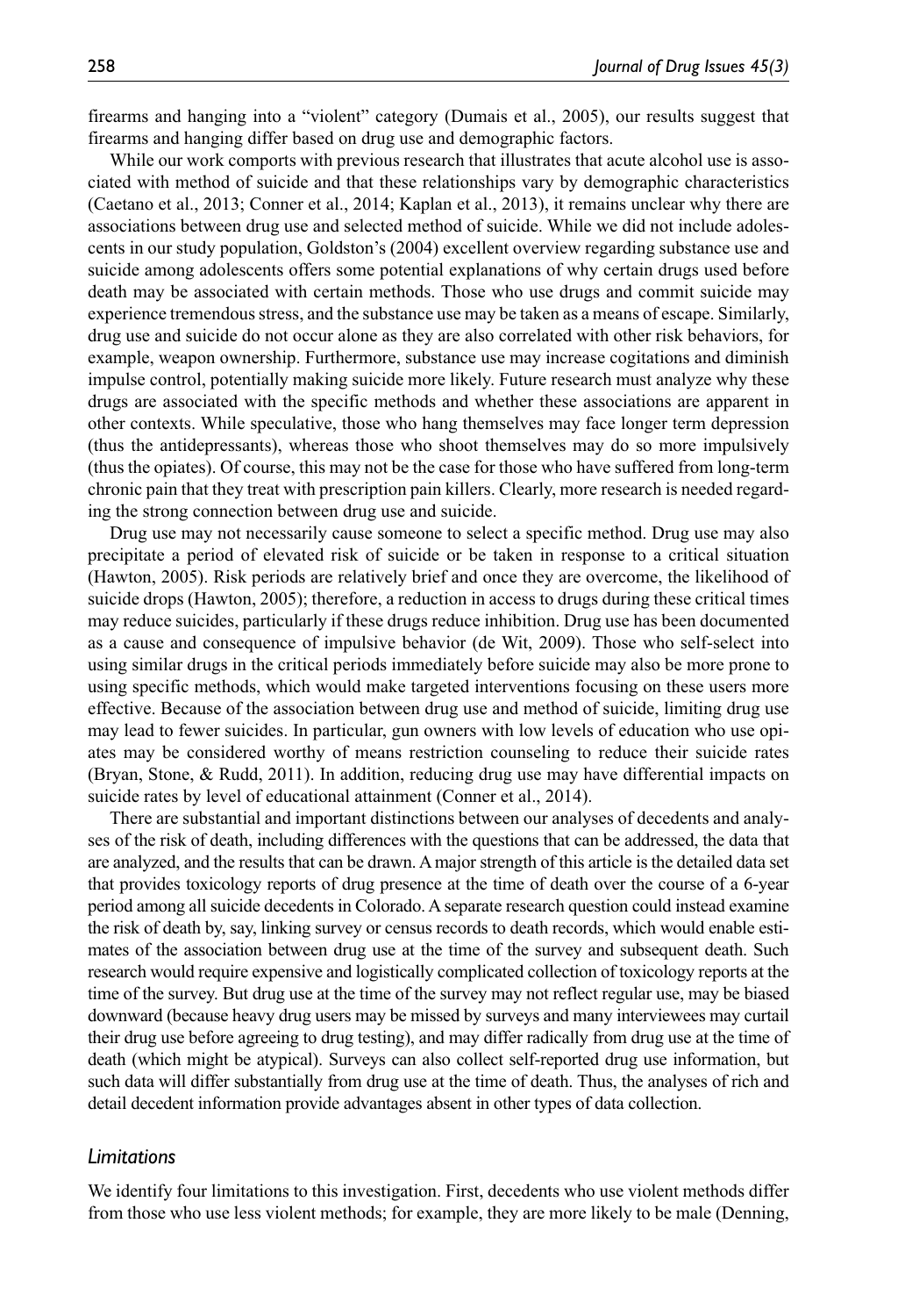firearms and hanging into a "violent" category (Dumais et al., 2005), our results suggest that firearms and hanging differ based on drug use and demographic factors.

While our work comports with previous research that illustrates that acute alcohol use is associated with method of suicide and that these relationships vary by demographic characteristics (Caetano et al., 2013; Conner et al., 2014; Kaplan et al., 2013), it remains unclear why there are associations between drug use and selected method of suicide. While we did not include adolescents in our study population, Goldston's (2004) excellent overview regarding substance use and suicide among adolescents offers some potential explanations of why certain drugs used before death may be associated with certain methods. Those who use drugs and commit suicide may experience tremendous stress, and the substance use may be taken as a means of escape. Similarly, drug use and suicide do not occur alone as they are also correlated with other risk behaviors, for example, weapon ownership. Furthermore, substance use may increase cogitations and diminish impulse control, potentially making suicide more likely. Future research must analyze why these drugs are associated with the specific methods and whether these associations are apparent in other contexts. While speculative, those who hang themselves may face longer term depression (thus the antidepressants), whereas those who shoot themselves may do so more impulsively (thus the opiates). Of course, this may not be the case for those who have suffered from long-term chronic pain that they treat with prescription pain killers. Clearly, more research is needed regarding the strong connection between drug use and suicide.

Drug use may not necessarily cause someone to select a specific method. Drug use may also precipitate a period of elevated risk of suicide or be taken in response to a critical situation (Hawton, 2005). Risk periods are relatively brief and once they are overcome, the likelihood of suicide drops (Hawton, 2005); therefore, a reduction in access to drugs during these critical times may reduce suicides, particularly if these drugs reduce inhibition. Drug use has been documented as a cause and consequence of impulsive behavior (de Wit, 2009). Those who self-select into using similar drugs in the critical periods immediately before suicide may also be more prone to using specific methods, which would make targeted interventions focusing on these users more effective. Because of the association between drug use and method of suicide, limiting drug use may lead to fewer suicides. In particular, gun owners with low levels of education who use opiates may be considered worthy of means restriction counseling to reduce their suicide rates (Bryan, Stone, & Rudd, 2011). In addition, reducing drug use may have differential impacts on suicide rates by level of educational attainment (Conner et al., 2014).

There are substantial and important distinctions between our analyses of decedents and analyses of the risk of death, including differences with the questions that can be addressed, the data that are analyzed, and the results that can be drawn. A major strength of this article is the detailed data set that provides toxicology reports of drug presence at the time of death over the course of a 6-year period among all suicide decedents in Colorado. A separate research question could instead examine the risk of death by, say, linking survey or census records to death records, which would enable estimates of the association between drug use at the time of the survey and subsequent death. Such research would require expensive and logistically complicated collection of toxicology reports at the time of the survey. But drug use at the time of the survey may not reflect regular use, may be biased downward (because heavy drug users may be missed by surveys and many interviewees may curtail their drug use before agreeing to drug testing), and may differ radically from drug use at the time of death (which might be atypical). Surveys can also collect self-reported drug use information, but such data will differ substantially from drug use at the time of death. Thus, the analyses of rich and detail decedent information provide advantages absent in other types of data collection.

### *Limitations*

We identify four limitations to this investigation. First, decedents who use violent methods differ from those who use less violent methods; for example, they are more likely to be male (Denning,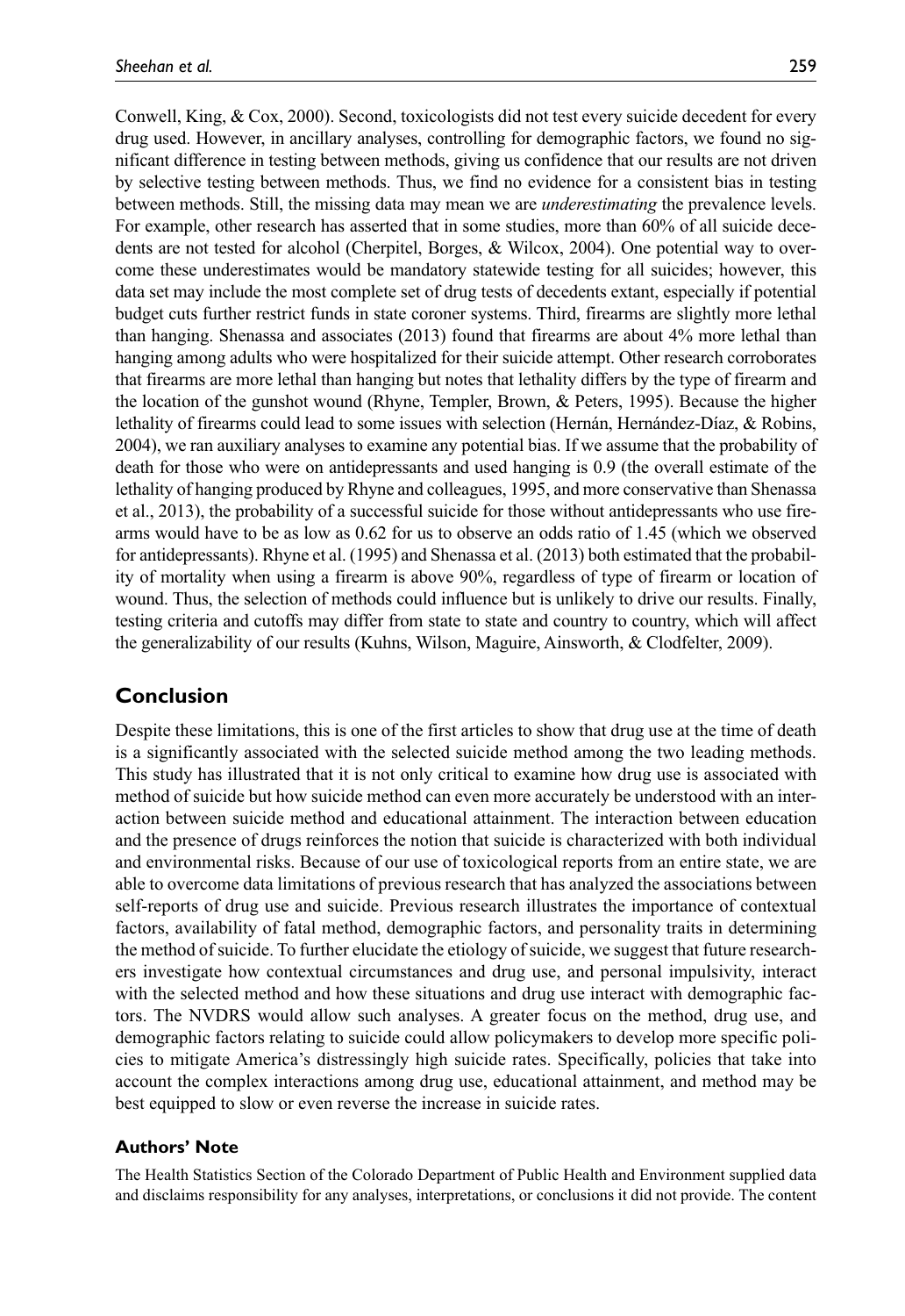Conwell, King, & Cox, 2000). Second, toxicologists did not test every suicide decedent for every drug used. However, in ancillary analyses, controlling for demographic factors, we found no significant difference in testing between methods, giving us confidence that our results are not driven by selective testing between methods. Thus, we find no evidence for a consistent bias in testing between methods. Still, the missing data may mean we are *underestimating* the prevalence levels. For example, other research has asserted that in some studies, more than 60% of all suicide decedents are not tested for alcohol (Cherpitel, Borges, & Wilcox, 2004). One potential way to overcome these underestimates would be mandatory statewide testing for all suicides; however, this data set may include the most complete set of drug tests of decedents extant, especially if potential budget cuts further restrict funds in state coroner systems. Third, firearms are slightly more lethal than hanging. Shenassa and associates (2013) found that firearms are about 4% more lethal than hanging among adults who were hospitalized for their suicide attempt. Other research corroborates that firearms are more lethal than hanging but notes that lethality differs by the type of firearm and the location of the gunshot wound (Rhyne, Templer, Brown, & Peters, 1995). Because the higher lethality of firearms could lead to some issues with selection (Hernán, Hernández-Díaz, & Robins, 2004), we ran auxiliary analyses to examine any potential bias. If we assume that the probability of death for those who were on antidepressants and used hanging is 0.9 (the overall estimate of the lethality of hanging produced by Rhyne and colleagues, 1995, and more conservative than Shenassa et al., 2013), the probability of a successful suicide for those without antidepressants who use firearms would have to be as low as 0.62 for us to observe an odds ratio of 1.45 (which we observed for antidepressants). Rhyne et al. (1995) and Shenassa et al. (2013) both estimated that the probability of mortality when using a firearm is above 90%, regardless of type of firearm or location of wound. Thus, the selection of methods could influence but is unlikely to drive our results. Finally, testing criteria and cutoffs may differ from state to state and country to country, which will affect the generalizability of our results (Kuhns, Wilson, Maguire, Ainsworth, & Clodfelter, 2009).

## Conclusion

Despite these limitations, this is one of the first articles to show that drug use at the time of death is a significantly associated with the selected suicide method among the two leading methods. This study has illustrated that it is not only critical to examine how drug use is associated with method of suicide but how suicide method can even more accurately be understood with an interaction between suicide method and educational attainment. The interaction between education and the presence of drugs reinforces the notion that suicide is characterized with both individual and environmental risks. Because of our use of toxicological reports from an entire state, we are able to overcome data limitations of previous research that has analyzed the associations between self-reports of drug use and suicide. Previous research illustrates the importance of contextual factors, availability of fatal method, demographic factors, and personality traits in determining the method of suicide. To further elucidate the etiology of suicide, we suggest that future researchers investigate how contextual circumstances and drug use, and personal impulsivity, interact with the selected method and how these situations and drug use interact with demographic factors. The NVDRS would allow such analyses. A greater focus on the method, drug use, and demographic factors relating to suicide could allow policymakers to develop more specific policies to mitigate America's distressingly high suicide rates. Specifically, policies that take into account the complex interactions among drug use, educational attainment, and method may be best equipped to slow or even reverse the increase in suicide rates.

### Authors' Note

The Health Statistics Section of the Colorado Department of Public Health and Environment supplied data and disclaims responsibility for any analyses, interpretations, or conclusions it did not provide. The content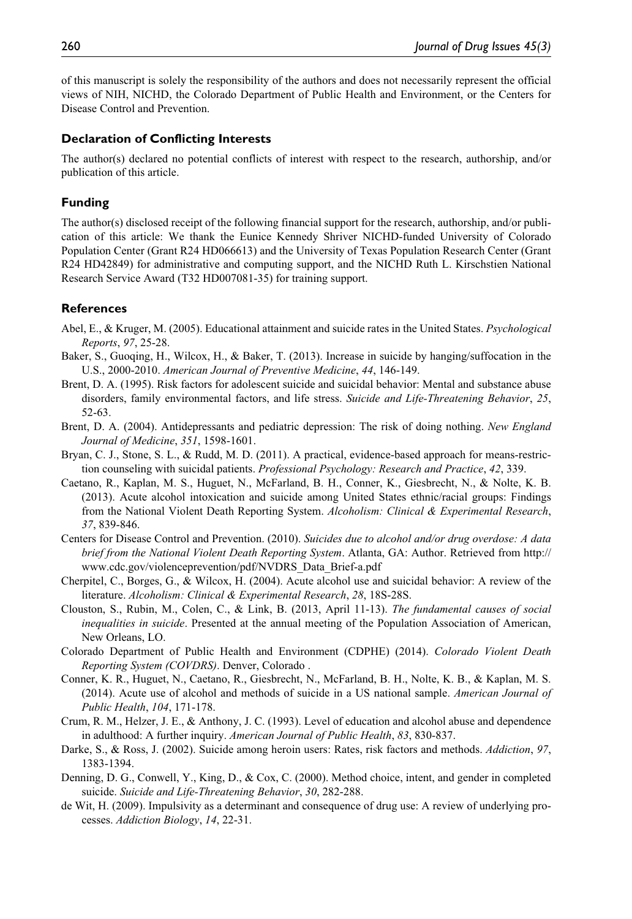of this manuscript is solely the responsibility of the authors and does not necessarily represent the official views of NIH, NICHD, the Colorado Department of Public Health and Environment, or the Centers for Disease Control and Prevention.

### Declaration of Conflicting Interests

The author(s) declared no potential conflicts of interest with respect to the research, authorship, and/or publication of this article.

### Funding

The author(s) disclosed receipt of the following financial support for the research, authorship, and/or publication of this article: We thank the Eunice Kennedy Shriver NICHD-funded University of Colorado Population Center (Grant R24 HD066613) and the University of Texas Population Research Center (Grant R24 HD42849) for administrative and computing support, and the NICHD Ruth L. Kirschstien National Research Service Award (T32 HD007081-35) for training support.

### References

Abel, E., & Kruger, M. (2005). Educational attainment and suicide rates in the United States. *Psychological Reports*, *97*, 25-28.

Baker, S., Guoqing, H., Wilcox, H., & Baker, T. (2013). Increase in suicide by hanging/suffocation in the U.S., 2000-2010. *American Journal of Preventive Medicine*, *44*, 146-149.

Brent, D. A. (1995). Risk factors for adolescent suicide and suicidal behavior: Mental and substance abuse disorders, family environmental factors, and life stress. *Suicide and Life-Threatening Behavior*, *25*, 52-63.

Brent, D. A. (2004). Antidepressants and pediatric depression: The risk of doing nothing. *New England Journal of Medicine*, *351*, 1598-1601.

Bryan, C. J., Stone, S. L., & Rudd, M. D. (2011). A practical, evidence-based approach for means-restriction counseling with suicidal patients. *Professional Psychology: Research and Practice*, *42*, 339.

Caetano, R., Kaplan, M. S., Huguet, N., McFarland, B. H., Conner, K., Giesbrecht, N., & Nolte, K. B. (2013). Acute alcohol intoxication and suicide among United States ethnic/racial groups: Findings from the National Violent Death Reporting System. *Alcoholism: Clinical & Experimental Research*, *37*, 839-846.

Centers for Disease Control and Prevention. (2010). *Suicides due to alcohol and/or drug overdose: A data brief from the National Violent Death Reporting System*. Atlanta, GA: Author. Retrieved from http://www.cdc.gov/violenceprevention/pdf/NVDRS_Data_Brief-a.pdf

Cherpitel, C., Borges, G., & Wilcox, H. (2004). Acute alcohol use and suicidal behavior: A review of the literature. *Alcoholism: Clinical & Experimental Research*, *28*, 18S-28S.

Clouston, S., Rubin, M., Colen, C., & Link, B. (2013, April 11-13). *The fundamental causes of social inequalities in suicide*. Presented at the annual meeting of the Population Association of American, New Orleans, LO.

Colorado Department of Public Health and Environment (CDPHE) (2014). *Colorado Violent Death Reporting System (COVDRS)*. Denver, Colorado .

Conner, K. R., Huguet, N., Caetano, R., Giesbrecht, N., McFarland, B. H., Nolte, K. B., & Kaplan, M. S. (2014). Acute use of alcohol and methods of suicide in a US national sample. *American Journal of Public Health*, *104*, 171-178.

Crum, R. M., Helzer, J. E., & Anthony, J. C. (1993). Level of education and alcohol abuse and dependence in adulthood: A further inquiry. *American Journal of Public Health*, *83*, 830-837.

Darke, S., & Ross, J. (2002). Suicide among heroin users: Rates, risk factors and methods. *Addiction*, *97*, 1383-1394.

Denning, D. G., Conwell, Y., King, D., & Cox, C. (2000). Method choice, intent, and gender in completed suicide. *Suicide and Life-Threatening Behavior*, *30*, 282-288.

de Wit, H. (2009). Impulsivity as a determinant and consequence of drug use: A review of underlying processes. *Addiction Biology*, *14*, 22-31.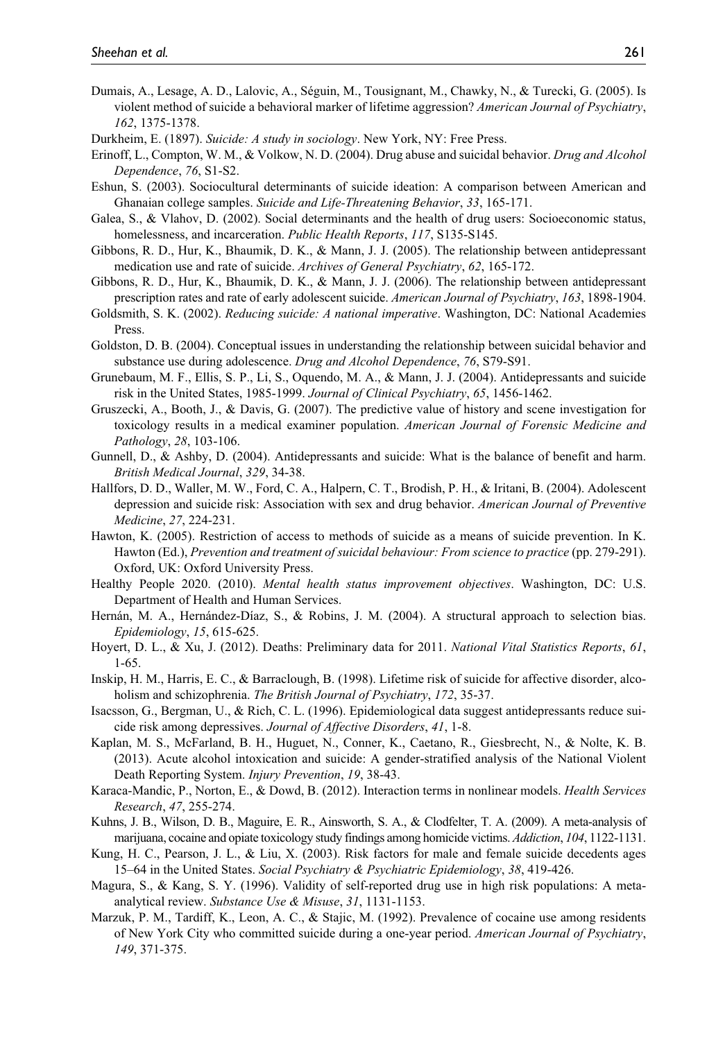Dumais, A., Lesage, A. D., Lalovic, A., Séguin, M., Tousignant, M., Chawky, N., & Turecki, G. (2005). Is violent method of suicide a behavioral marker of lifetime aggression? *American Journal of Psychiatry*, *162*, 1375-1378.

Durkheim, E. (1897). *Suicide: A study in sociology*. New York, NY: Free Press.

Erinoff, L., Compton, W. M., & Volkow, N. D. (2004). Drug abuse and suicidal behavior. *Drug and Alcohol Dependence*, *76*, S1-S2.

Eshun, S. (2003). Sociocultural determinants of suicide ideation: A comparison between American and Ghanaian college samples. *Suicide and Life-Threatening Behavior*, *33*, 165-171.

Galea, S., & Vlahov, D. (2002). Social determinants and the health of drug users: Socioeconomic status, homelessness, and incarceration. *Public Health Reports*, *117*, S135-S145.

Gibbons, R. D., Hur, K., Bhaumik, D. K., & Mann, J. J. (2005). The relationship between antidepressant medication use and rate of suicide. *Archives of General Psychiatry*, *62*, 165-172.

Gibbons, R. D., Hur, K., Bhaumik, D. K., & Mann, J. J. (2006). The relationship between antidepressant prescription rates and rate of early adolescent suicide. *American Journal of Psychiatry*, *163*, 1898-1904.

Goldsmith, S. K. (2002). *Reducing suicide: A national imperative*. Washington, DC: National Academies Press.

Goldston, D. B. (2004). Conceptual issues in understanding the relationship between suicidal behavior and substance use during adolescence. *Drug and Alcohol Dependence*, *76*, S79-S91.

Grunebaum, M. F., Ellis, S. P., Li, S., Oquendo, M. A., & Mann, J. J. (2004). Antidepressants and suicide risk in the United States, 1985-1999. *Journal of Clinical Psychiatry*, *65*, 1456-1462.

Gruszecki, A., Booth, J., & Davis, G. (2007). The predictive value of history and scene investigation for toxicology results in a medical examiner population. *American Journal of Forensic Medicine and Pathology*, *28*, 103-106.

Gunnell, D., & Ashby, D. (2004). Antidepressants and suicide: What is the balance of benefit and harm. *British Medical Journal*, *329*, 34-38.

Hallfors, D. D., Waller, M. W., Ford, C. A., Halpern, C. T., Brodish, P. H., & Iritani, B. (2004). Adolescent depression and suicide risk: Association with sex and drug behavior. *American Journal of Preventive Medicine*, *27*, 224-231.

Hawton, K. (2005). Restriction of access to methods of suicide as a means of suicide prevention. In K. Hawton (Ed.), *Prevention and treatment of suicidal behaviour: From science to practice* (pp. 279-291). Oxford, UK: Oxford University Press.

Healthy People 2020. (2010). *Mental health status improvement objectives*. Washington, DC: U.S. Department of Health and Human Services.

Hernán, M. A., Hernández-Díaz, S., & Robins, J. M. (2004). A structural approach to selection bias. *Epidemiology*, *15*, 615-625.

Hoyert, D. L., & Xu, J. (2012). Deaths: Preliminary data for 2011. *National Vital Statistics Reports*, *61*, 1-65.

Inskip, H. M., Harris, E. C., & Barraclough, B. (1998). Lifetime risk of suicide for affective disorder, alcoholism and schizophrenia. *The British Journal of Psychiatry*, *172*, 35-37.

Isacsson, G., Bergman, U., & Rich, C. L. (1996). Epidemiological data suggest antidepressants reduce suicide risk among depressives. *Journal of Affective Disorders*, *41*, 1-8.

Kaplan, M. S., McFarland, B. H., Huguet, N., Conner, K., Caetano, R., Giesbrecht, N., & Nolte, K. B. (2013). Acute alcohol intoxication and suicide: A gender-stratified analysis of the National Violent Death Reporting System. *Injury Prevention*, *19*, 38-43.

Karaca-Mandic, P., Norton, E., & Dowd, B. (2012). Interaction terms in nonlinear models. *Health Services Research*, *47*, 255-274.

Kuhns, J. B., Wilson, D. B., Maguire, E. R., Ainsworth, S. A., & Clodfelter, T. A. (2009). A meta-analysis of marijuana, cocaine and opiate toxicology study findings among homicide victims. *Addiction*, *104*, 1122-1131.

Kung, H. C., Pearson, J. L., & Liu, X. (2003). Risk factors for male and female suicide decedents ages 15–64 in the United States. *Social Psychiatry & Psychiatric Epidemiology*, *38*, 419-426.

Magura, S., & Kang, S. Y. (1996). Validity of self-reported drug use in high risk populations: A meta-analytical review. *Substance Use & Misuse*, *31*, 1131-1153.

Marzuk, P. M., Tardiff, K., Leon, A. C., & Stajic, M. (1992). Prevalence of cocaine use among residents of New York City who committed suicide during a one-year period. *American Journal of Psychiatry*, *149*, 371-375.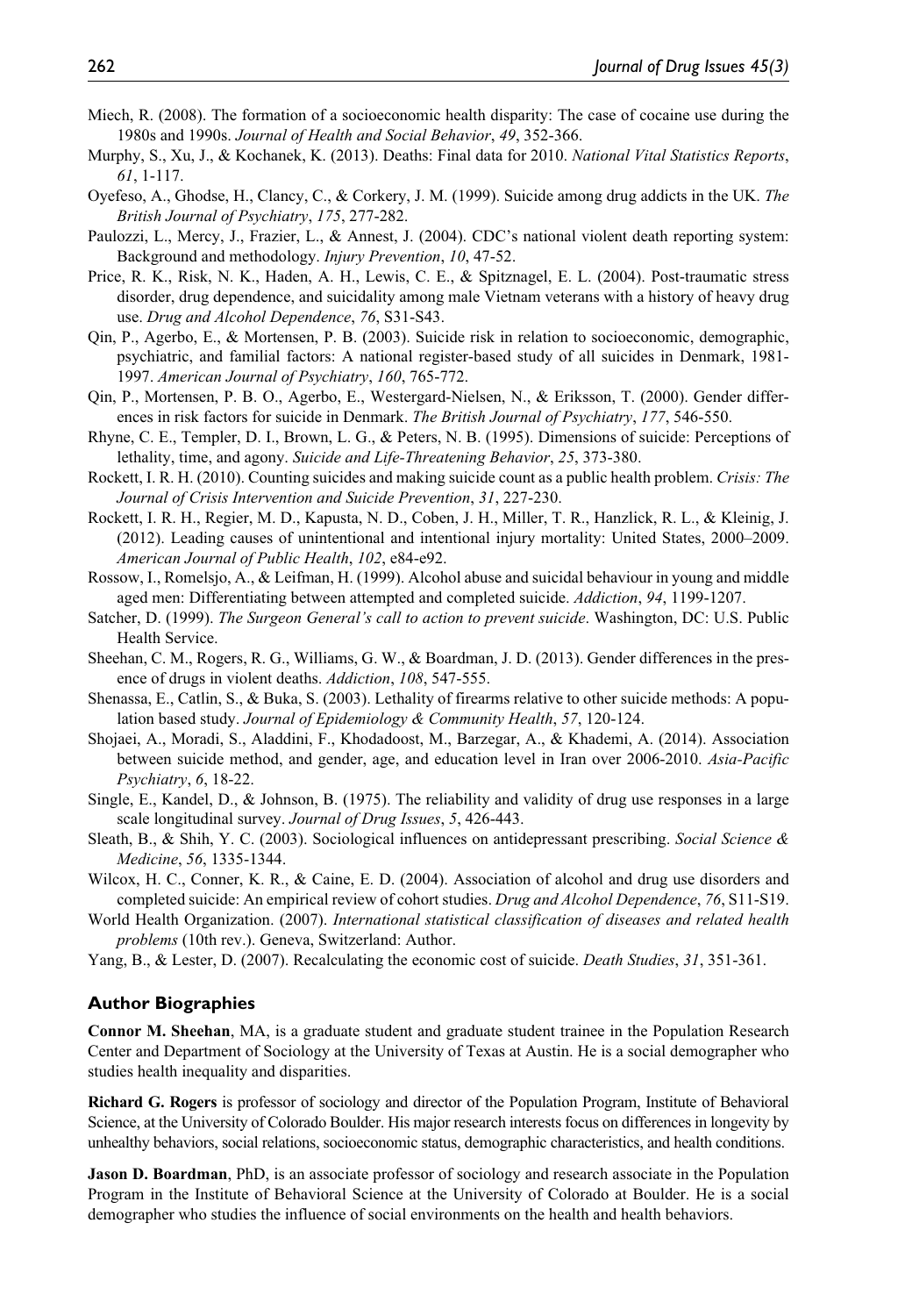Miech, R. (2008). The formation of a socioeconomic health disparity: The case of cocaine use during the 1980s and 1990s. *Journal of Health and Social Behavior*, *49*, 352-366.

Murphy, S., Xu, J., & Kochanek, K. (2013). Deaths: Final data for 2010. *National Vital Statistics Reports*, *61*, 1-117.

Oyefeso, A., Ghodse, H., Clancy, C., & Corkery, J. M. (1999). Suicide among drug addicts in the UK. *The British Journal of Psychiatry*, *175*, 277-282.

Paulozzi, L., Mercy, J., Frazier, L., & Annest, J. (2004). CDC's national violent death reporting system: Background and methodology. *Injury Prevention*, *10*, 47-52.

Price, R. K., Risk, N. K., Haden, A. H., Lewis, C. E., & Spitznagel, E. L. (2004). Post-traumatic stress disorder, drug dependence, and suicidality among male Vietnam veterans with a history of heavy drug use. *Drug and Alcohol Dependence*, *76*, S31-S43.

Qin, P., Agerbo, E., & Mortensen, P. B. (2003). Suicide risk in relation to socioeconomic, demographic, psychiatric, and familial factors: A national register-based study of all suicides in Denmark, 1981-1997. *American Journal of Psychiatry*, *160*, 765-772.

Qin, P., Mortensen, P. B. O., Agerbo, E., Westergard-Nielsen, N., & Eriksson, T. (2000). Gender differences in risk factors for suicide in Denmark. *The British Journal of Psychiatry*, *177*, 546-550.

Rhyne, C. E., Templer, D. I., Brown, L. G., & Peters, N. B. (1995). Dimensions of suicide: Perceptions of lethality, time, and agony. *Suicide and Life-Threatening Behavior*, *25*, 373-380.

Rockett, I. R. H. (2010). Counting suicides and making suicide count as a public health problem. *Crisis: The Journal of Crisis Intervention and Suicide Prevention*, *31*, 227-230.

Rockett, I. R. H., Regier, M. D., Kapusta, N. D., Coben, J. H., Miller, T. R., Hanzlick, R. L., & Kleinig, J. (2012). Leading causes of unintentional and intentional injury mortality: United States, 2000–2009. *American Journal of Public Health*, *102*, e84-e92.

Rossow, I., Romelsjo, A., & Leifman, H. (1999). Alcohol abuse and suicidal behaviour in young and middle aged men: Differentiating between attempted and completed suicide. *Addiction*, *94*, 1199-1207.

Satcher, D. (1999). *The Surgeon General's call to action to prevent suicide*. Washington, DC: U.S. Public Health Service.

Sheehan, C. M., Rogers, R. G., Williams, G. W., & Boardman, J. D. (2013). Gender differences in the presence of drugs in violent deaths. *Addiction*, *108*, 547-555.

Shenassa, E., Catlin, S., & Buka, S. (2003). Lethality of firearms relative to other suicide methods: A population based study. *Journal of Epidemiology & Community Health*, *57*, 120-124.

Shojaei, A., Moradi, S., Aladdini, F., Khodadoost, M., Barzegar, A., & Khademi, A. (2014). Association between suicide method, and gender, age, and education level in Iran over 2006-2010. *Asia-Pacific Psychiatry*, *6*, 18-22.

Single, E., Kandel, D., & Johnson, B. (1975). The reliability and validity of drug use responses in a large scale longitudinal survey. *Journal of Drug Issues*, *5*, 426-443.

Sleath, B., & Shih, Y. C. (2003). Sociological influences on antidepressant prescribing. *Social Science & Medicine*, *56*, 1335-1344.

Wilcox, H. C., Conner, K. R., & Caine, E. D. (2004). Association of alcohol and drug use disorders and completed suicide: An empirical review of cohort studies. *Drug and Alcohol Dependence*, *76*, S11-S19.

World Health Organization. (2007). *International statistical classification of diseases and related health problems* (10th rev.). Geneva, Switzerland: Author.

Yang, B., & Lester, D. (2007). Recalculating the economic cost of suicide. *Death Studies*, *31*, 351-361.

## Author Biographies

**Connor M. Sheehan**, MA, is a graduate student and graduate student trainee in the Population Research Center and Department of Sociology at the University of Texas at Austin. He is a social demographer who studies health inequality and disparities.

**Richard G. Rogers** is professor of sociology and director of the Population Program, Institute of Behavioral Science, at the University of Colorado Boulder. His major research interests focus on differences in longevity by unhealthy behaviors, social relations, socioeconomic status, demographic characteristics, and health conditions.

**Jason D. Boardman**, PhD, is an associate professor of sociology and research associate in the Population Program in the Institute of Behavioral Science at the University of Colorado at Boulder. He is a social demographer who studies the influence of social environments on the health and health behaviors.